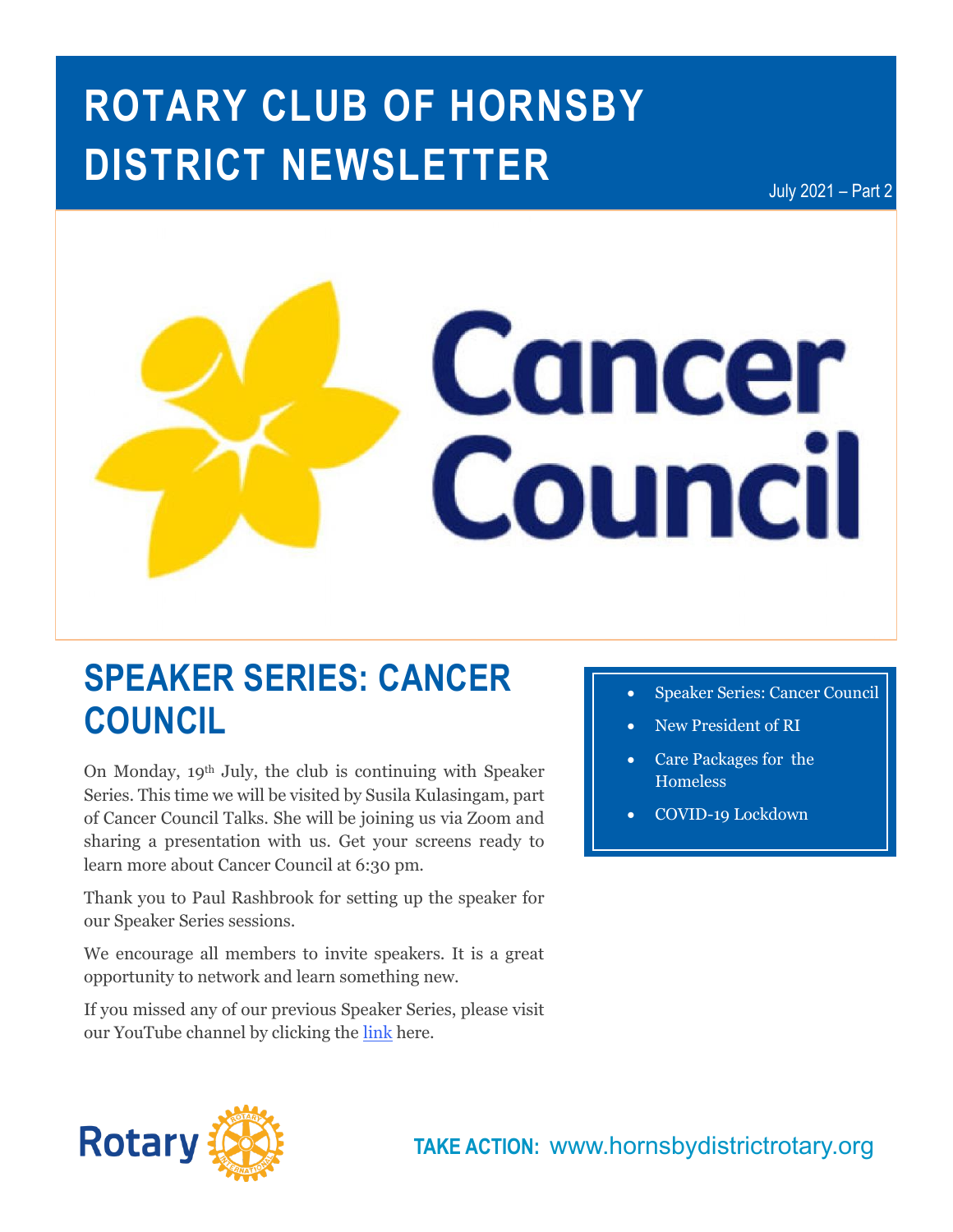# ROTARY CLUB OF HORNSBY DISTRICT NEWSLETTER

July 2021 – Part 2

- Speaker Series: Cancer Council
- New President of RI
- Care Packages for the Homeless
- COVID-19 Lockdown

## SPEAKER SERIES: CANCER COUNCIL

On Monday, 19th July, the club is continuing with Speaker Series. This time we will be visited by Susila Kulasingam, part of Cancer Council Talks. She will be joining us via Zoom and sharing a presentation with us. Get your screens ready to learn more about Cancer Council at 6:30 pm.

Thank you to Paul Rashbrook for setting up the speaker for our Speaker Series sessions.

We encourage all members to invite speakers. It is a great opportunity to network and learn something new.

If you missed any of our previous Speaker Series, please visit our YouTube channel by clicking the link here.

**TAKE ACTION:** www.hornsbydistrictrotary.org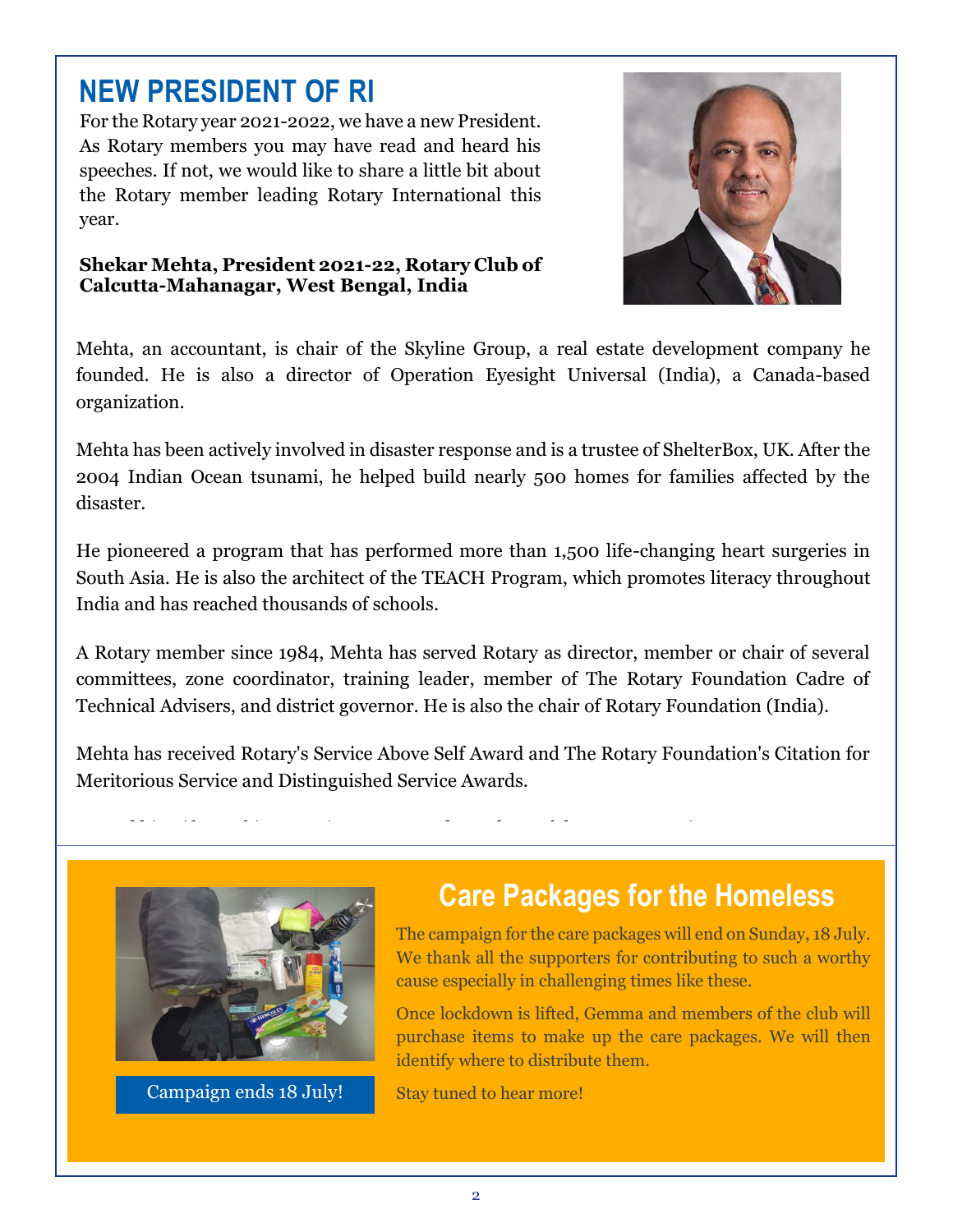# NEW PRESIDENT OF RI

For the Rotary year 2021-2022, we have a new President. As Rotary members you may have read and heard his speeches. If not, we would like to share a little bit about the Rotary member leading Rotary International this year.

**Shekar Mehta, President 2021-22, Rotary Club of Calcutta-Mahanagar, West Bengal, India**

Mehta, an accountant, is chair of the Skyline Group, a real estate development company he founded. He is also a director of Operation Eyesight Universal (India), a Canada-based organization.

Mehta has been actively involved in disaster response and is a trustee of ShelterBox, UK. After the 2004 Indian Ocean tsunami, he helped build nearly 500 homes for families affected by the disaster.

He pioneered a program that has performed more than 1,500 life-changing heart surgeries in South Asia. He is also the architect of the TEACH Program, which promotes literacy throughout India and has reached thousands of schools.

A Rotary member since 1984, Mehta has served Rotary as director, member or chair of several committees, zone coordinator, training leader, member of The Rotary Foundation Cadre of Technical Advisers, and district governor. He is also the chair of Rotary Foundation (India).

Mehta has received Rotary's Service Above Self Award and The Rotary Foundation's Citation for Meritorious Service and Distinguished Service Awards.

## Care Packages for the Homeless

Campaign ends 18 July!

The campaign for the care packages will end on Sunday, 18 July. We thank all the supporters for contributing to such a worthy cause especially in challenging times like these.

Once lockdown is lifted, Gemma and members of the club will purchase items to make up the care packages. We will then identify where to distribute them.

Stay tuned to hear more!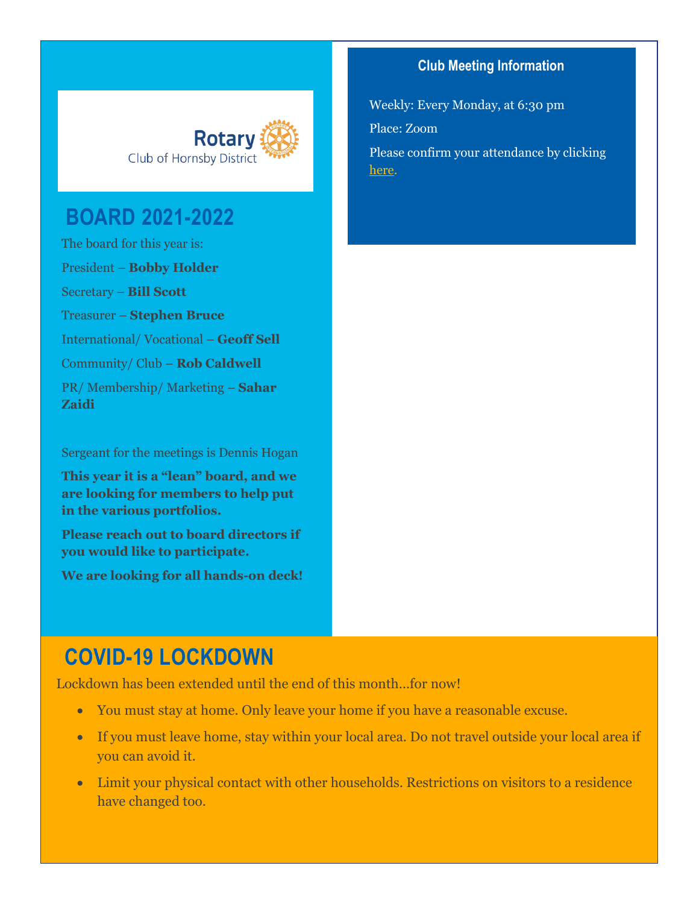Rotary
Club of Hornsby District

## BOARD 2021-2022

The board for this year is:

President – **Bobby Holder**

Secretary – **Bill Scott**

Treasurer – **Stephen Bruce**

International/ Vocational – **Geoff Sell**

Community/ Club – **Rob Caldwell**

PR/ Membership/ Marketing – **Sahar Zaidi**

Sergeant for the meetings is Dennis Hogan

**This year it is a "lean" board, and we are looking for members to help put in the various portfolios.**

**Please reach out to board directors if you would like to participate.**

**We are looking for all hands-on deck!**

### Club Meeting Information

Weekly: Every Monday, at 6:30 pm

Place: Zoom

Please confirm your attendance by clicking here.

## COVID-19 LOCKDOWN

Lockdown has been extended until the end of this month…for now!

- You must stay at home. Only leave your home if you have a reasonable excuse.
- If you must leave home, stay within your local area. Do not travel outside your local area if you can avoid it.
- Limit your physical contact with other households. Restrictions on visitors to a residence have changed too.